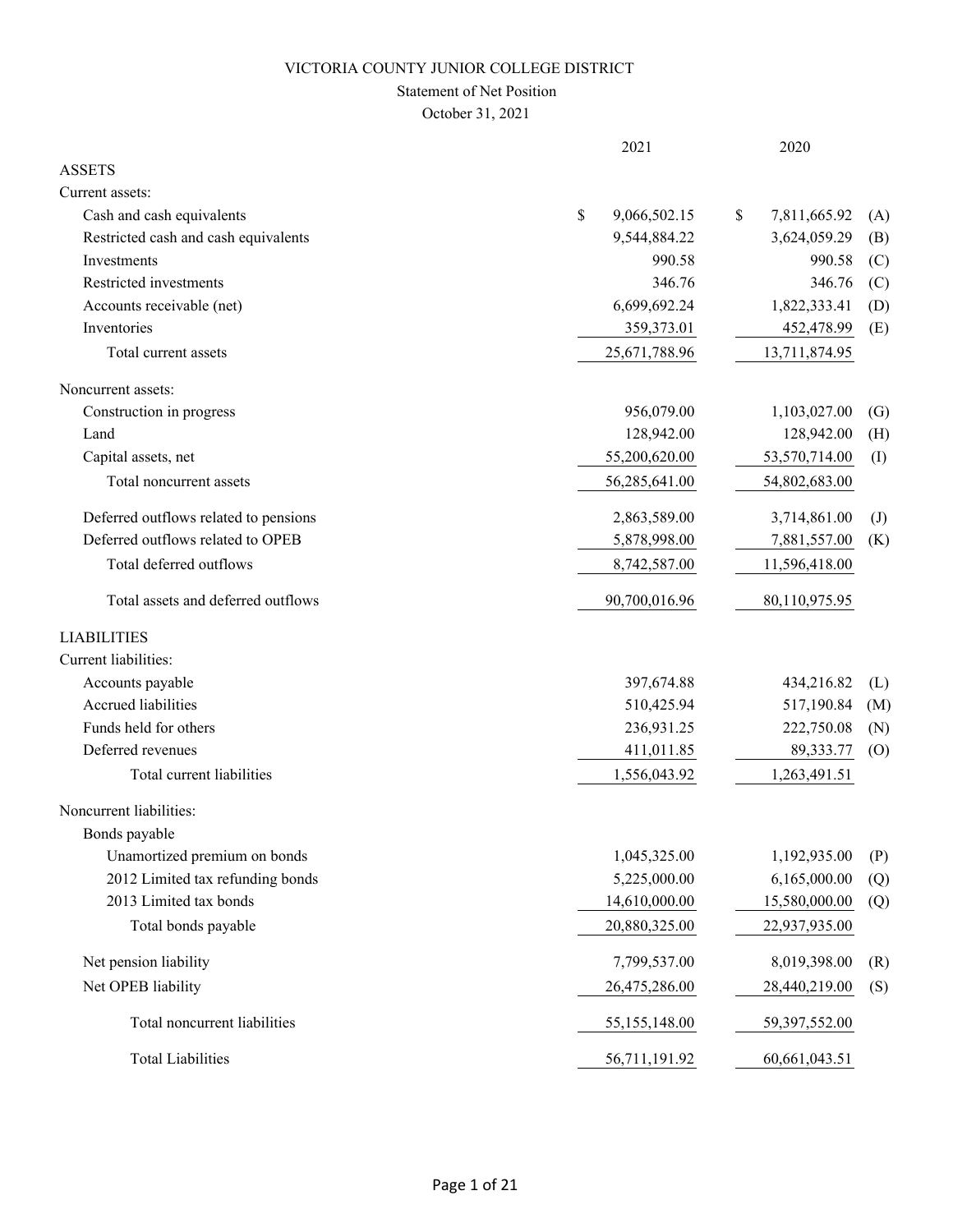# VICTORIA COUNTY JUNIOR COLLEGE DISTRICT

## Statement of Net Position

October 31, 2021

| | 2021 | 2020 | |
|---|---|---|---|
| **ASSETS** | | | |
| Current assets: | | | |
| Cash and cash equivalents | $ 9,066,502.15 | $ 7,811,665.92 | (A) |
| Restricted cash and cash equivalents | 9,544,884.22 | 3,624,059.29 | (B) |
| Investments | 990.58 | 990.58 | (C) |
| Restricted investments | 346.76 | 346.76 | (C) |
| Accounts receivable (net) | 6,699,692.24 | 1,822,333.41 | (D) |
| Inventories | 359,373.01 | 452,478.99 | (E) |
| Total current assets | 25,671,788.96 | 13,711,874.95 | |
| Noncurrent assets: | | | |
| Construction in progress | 956,079.00 | 1,103,027.00 | (G) |
| Land | 128,942.00 | 128,942.00 | (H) |
| Capital assets, net | 55,200,620.00 | 53,570,714.00 | (I) |
| Total noncurrent assets | 56,285,641.00 | 54,802,683.00 | |
| Deferred outflows related to pensions | 2,863,589.00 | 3,714,861.00 | (J) |
| Deferred outflows related to OPEB | 5,878,998.00 | 7,881,557.00 | (K) |
| Total deferred outflows | 8,742,587.00 | 11,596,418.00 | |
| Total assets and deferred outflows | 90,700,016.96 | 80,110,975.95 | |
| **LIABILITIES** | | | |
| Current liabilities: | | | |
| Accounts payable | 397,674.88 | 434,216.82 | (L) |
| Accrued liabilities | 510,425.94 | 517,190.84 | (M) |
| Funds held for others | 236,931.25 | 222,750.08 | (N) |
| Deferred revenues | 411,011.85 | 89,333.77 | (O) |
| Total current liabilities | 1,556,043.92 | 1,263,491.51 | |
| Noncurrent liabilities: | | | |
| Bonds payable | | | |
| Unamortized premium on bonds | 1,045,325.00 | 1,192,935.00 | (P) |
| 2012 Limited tax refunding bonds | 5,225,000.00 | 6,165,000.00 | (Q) |
| 2013 Limited tax bonds | 14,610,000.00 | 15,580,000.00 | (Q) |
| Total bonds payable | 20,880,325.00 | 22,937,935.00 | |
| Net pension liability | 7,799,537.00 | 8,019,398.00 | (R) |
| Net OPEB liability | 26,475,286.00 | 28,440,219.00 | (S) |
| Total noncurrent liabilities | 55,155,148.00 | 59,397,552.00 | |
| Total Liabilities | 56,711,191.92 | 60,661,043.51 | |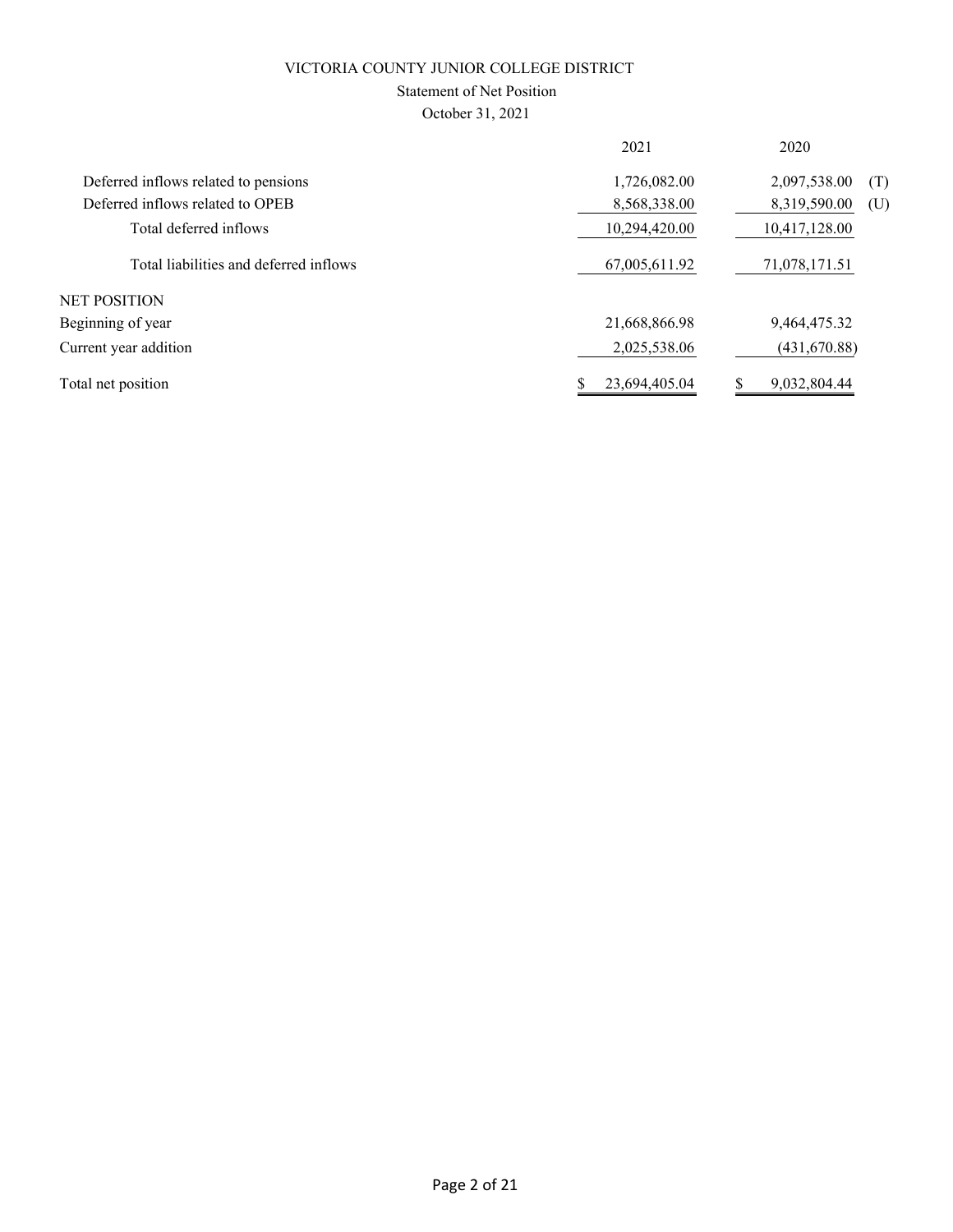VICTORIA COUNTY JUNIOR COLLEGE DISTRICT

Statement of Net Position

October 31, 2021

| | 2021 | 2020 | |
|---|---|---|---|
| Deferred inflows related to pensions | 1,726,082.00 | 2,097,538.00 | (T) |
| Deferred inflows related to OPEB | 8,568,338.00 | 8,319,590.00 | (U) |
| Total deferred inflows | 10,294,420.00 | 10,417,128.00 | |
| Total liabilities and deferred inflows | 67,005,611.92 | 71,078,171.51 | |
| NET POSITION | | | |
| Beginning of year | 21,668,866.98 | 9,464,475.32 | |
| Current year addition | 2,025,538.06 | (431,670.88) | |
| Total net position | $ 23,694,405.04 | $ 9,032,804.44 | |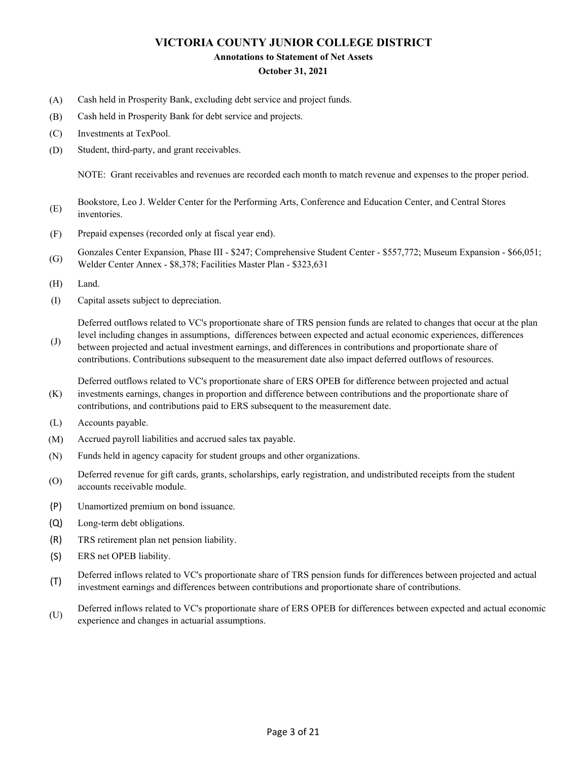# VICTORIA COUNTY JUNIOR COLLEGE DISTRICT

### Annotations to Statement of Net Assets

### October 31, 2021

(A) Cash held in Prosperity Bank, excluding debt service and project funds.

(B) Cash held in Prosperity Bank for debt service and projects.

(C) Investments at TexPool.

(D) Student, third-party, and grant receivables.

NOTE: Grant receivables and revenues are recorded each month to match revenue and expenses to the proper period.

(E) Bookstore, Leo J. Welder Center for the Performing Arts, Conference and Education Center, and Central Stores inventories.

(F) Prepaid expenses (recorded only at fiscal year end).

(G) Gonzales Center Expansion, Phase III - $247; Comprehensive Student Center - $557,772; Museum Expansion - $66,051; Welder Center Annex - $8,378; Facilities Master Plan - $323,631

(H) Land.

(I) Capital assets subject to depreciation.

(J) Deferred outflows related to VC's proportionate share of TRS pension funds are related to changes that occur at the plan level including changes in assumptions, differences between expected and actual economic experiences, differences between projected and actual investment earnings, and differences in contributions and proportionate share of contributions. Contributions subsequent to the measurement date also impact deferred outflows of resources.

(K) Deferred outflows related to VC's proportionate share of ERS OPEB for difference between projected and actual investments earnings, changes in proportion and difference between contributions and the proportionate share of contributions, and contributions paid to ERS subsequent to the measurement date.

(L) Accounts payable.

(M) Accrued payroll liabilities and accrued sales tax payable.

(N) Funds held in agency capacity for student groups and other organizations.

(O) Deferred revenue for gift cards, grants, scholarships, early registration, and undistributed receipts from the student accounts receivable module.

(P) Unamortized premium on bond issuance.

(Q) Long-term debt obligations.

(R) TRS retirement plan net pension liability.

(S) ERS net OPEB liability.

(T) Deferred inflows related to VC's proportionate share of TRS pension funds for differences between projected and actual investment earnings and differences between contributions and proportionate share of contributions.

(U) Deferred inflows related to VC's proportionate share of ERS OPEB for differences between expected and actual economic experience and changes in actuarial assumptions.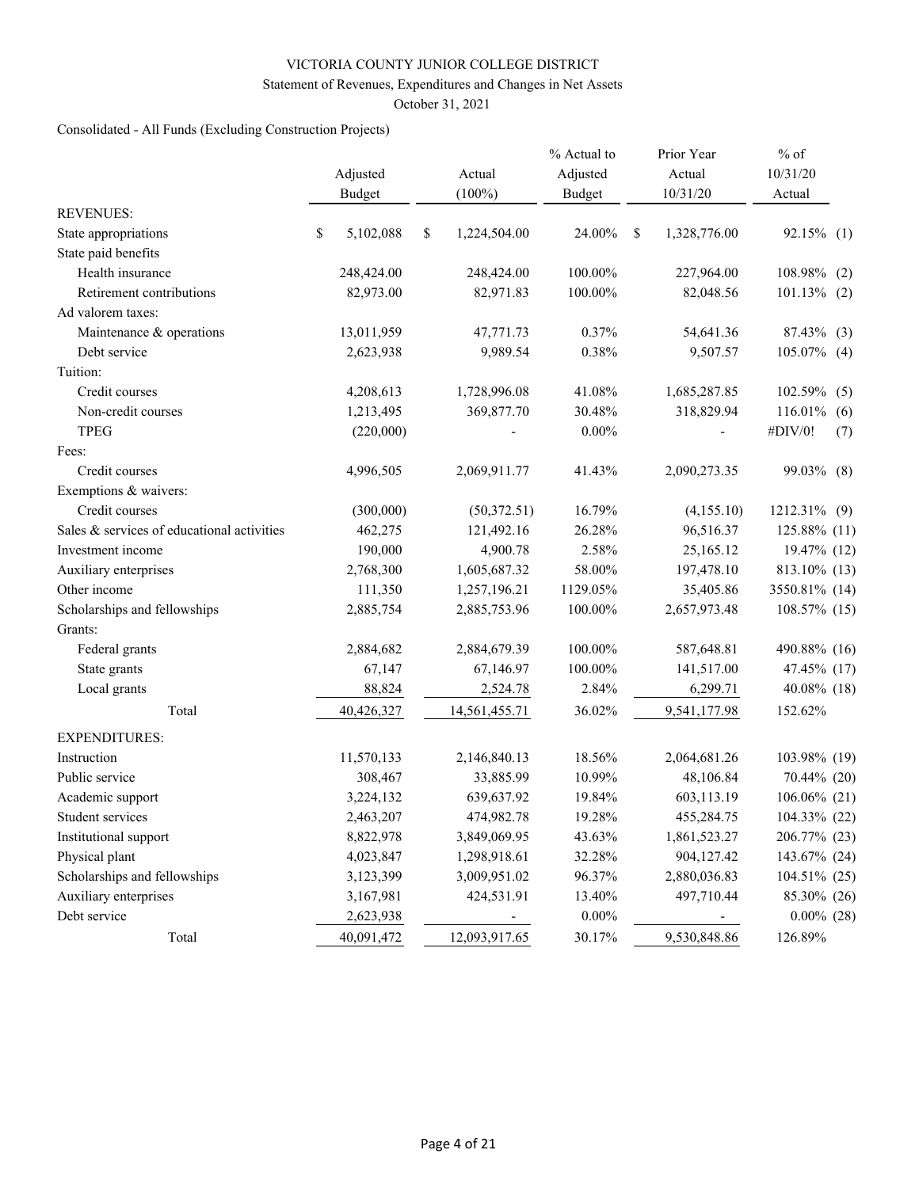# VICTORIA COUNTY JUNIOR COLLEGE DISTRICT

## Statement of Revenues, Expenditures and Changes in Net Assets

October 31, 2021

Consolidated - All Funds (Excluding Construction Projects)

| | Adjusted Budget | Actual (100%) | % Actual to Adjusted Budget | Prior Year Actual 10/31/20 | % of 10/31/20 Actual | |
|---|---|---|---|---|---|---|
| REVENUES: | | | | | | |
| State appropriations | $ 5,102,088 | $ 1,224,504.00 | 24.00% | $ 1,328,776.00 | 92.15% | (1) |
| State paid benefits | | | | | | |
| Health insurance | 248,424.00 | 248,424.00 | 100.00% | 227,964.00 | 108.98% | (2) |
| Retirement contributions | 82,973.00 | 82,971.83 | 100.00% | 82,048.56 | 101.13% | (2) |
| Ad valorem taxes: | | | | | | |
| Maintenance & operations | 13,011,959 | 47,771.73 | 0.37% | 54,641.36 | 87.43% | (3) |
| Debt service | 2,623,938 | 9,989.54 | 0.38% | 9,507.57 | 105.07% | (4) |
| Tuition: | | | | | | |
| Credit courses | 4,208,613 | 1,728,996.08 | 41.08% | 1,685,287.85 | 102.59% | (5) |
| Non-credit courses | 1,213,495 | 369,877.70 | 30.48% | 318,829.94 | 116.01% | (6) |
| TPEG | (220,000) | - | 0.00% | - | #DIV/0! | (7) |
| Fees: | | | | | | |
| Credit courses | 4,996,505 | 2,069,911.77 | 41.43% | 2,090,273.35 | 99.03% | (8) |
| Exemptions & waivers: | | | | | | |
| Credit courses | (300,000) | (50,372.51) | 16.79% | (4,155.10) | 1212.31% | (9) |
| Sales & services of educational activities | 462,275 | 121,492.16 | 26.28% | 96,516.37 | 125.88% | (11) |
| Investment income | 190,000 | 4,900.78 | 2.58% | 25,165.12 | 19.47% | (12) |
| Auxiliary enterprises | 2,768,300 | 1,605,687.32 | 58.00% | 197,478.10 | 813.10% | (13) |
| Other income | 111,350 | 1,257,196.21 | 1129.05% | 35,405.86 | 3550.81% | (14) |
| Scholarships and fellowships | 2,885,754 | 2,885,753.96 | 100.00% | 2,657,973.48 | 108.57% | (15) |
| Grants: | | | | | | |
| Federal grants | 2,884,682 | 2,884,679.39 | 100.00% | 587,648.81 | 490.88% | (16) |
| State grants | 67,147 | 67,146.97 | 100.00% | 141,517.00 | 47.45% | (17) |
| Local grants | 88,824 | 2,524.78 | 2.84% | 6,299.71 | 40.08% | (18) |
| Total | 40,426,327 | 14,561,455.71 | 36.02% | 9,541,177.98 | 152.62% | |
| EXPENDITURES: | | | | | | |
| Instruction | 11,570,133 | 2,146,840.13 | 18.56% | 2,064,681.26 | 103.98% | (19) |
| Public service | 308,467 | 33,885.99 | 10.99% | 48,106.84 | 70.44% | (20) |
| Academic support | 3,224,132 | 639,637.92 | 19.84% | 603,113.19 | 106.06% | (21) |
| Student services | 2,463,207 | 474,982.78 | 19.28% | 455,284.75 | 104.33% | (22) |
| Institutional support | 8,822,978 | 3,849,069.95 | 43.63% | 1,861,523.27 | 206.77% | (23) |
| Physical plant | 4,023,847 | 1,298,918.61 | 32.28% | 904,127.42 | 143.67% | (24) |
| Scholarships and fellowships | 3,123,399 | 3,009,951.02 | 96.37% | 2,880,036.83 | 104.51% | (25) |
| Auxiliary enterprises | 3,167,981 | 424,531.91 | 13.40% | 497,710.44 | 85.30% | (26) |
| Debt service | 2,623,938 | - | 0.00% | - | 0.00% | (28) |
| Total | 40,091,472 | 12,093,917.65 | 30.17% | 9,530,848.86 | 126.89% | |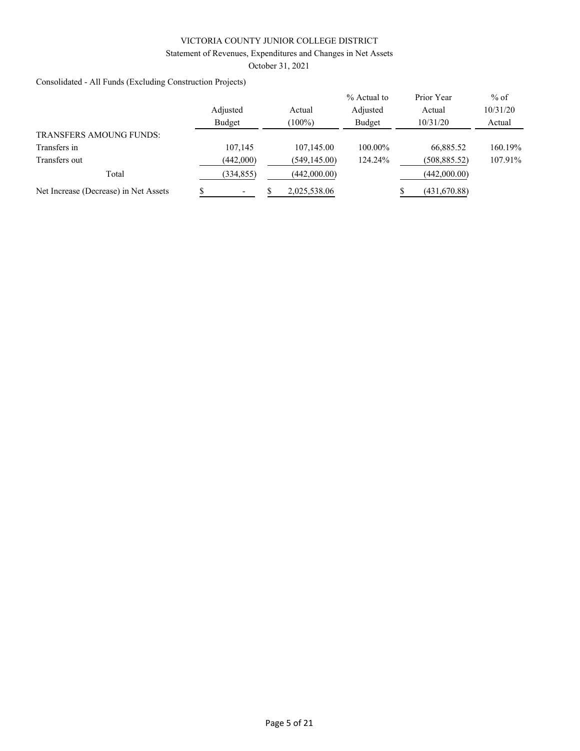VICTORIA COUNTY JUNIOR COLLEGE DISTRICT

Statement of Revenues, Expenditures and Changes in Net Assets

October 31, 2021

Consolidated - All Funds (Excluding Construction Projects)

| | Adjusted Budget | Actual (100%) | % Actual to Adjusted Budget | Prior Year Actual 10/31/20 | % of 10/31/20 Actual |
|---|---|---|---|---|---|
| TRANSFERS AMOUNG FUNDS: | | | | | |
| Transfers in | 107,145 | 107,145.00 | 100.00% | 66,885.52 | 160.19% |
| Transfers out | (442,000) | (549,145.00) | 124.24% | (508,885.52) | 107.91% |
| Total | (334,855) | (442,000.00) | | (442,000.00) | |
| Net Increase (Decrease) in Net Assets | $ - | $ 2,025,538.06 | | $ (431,670.88) | |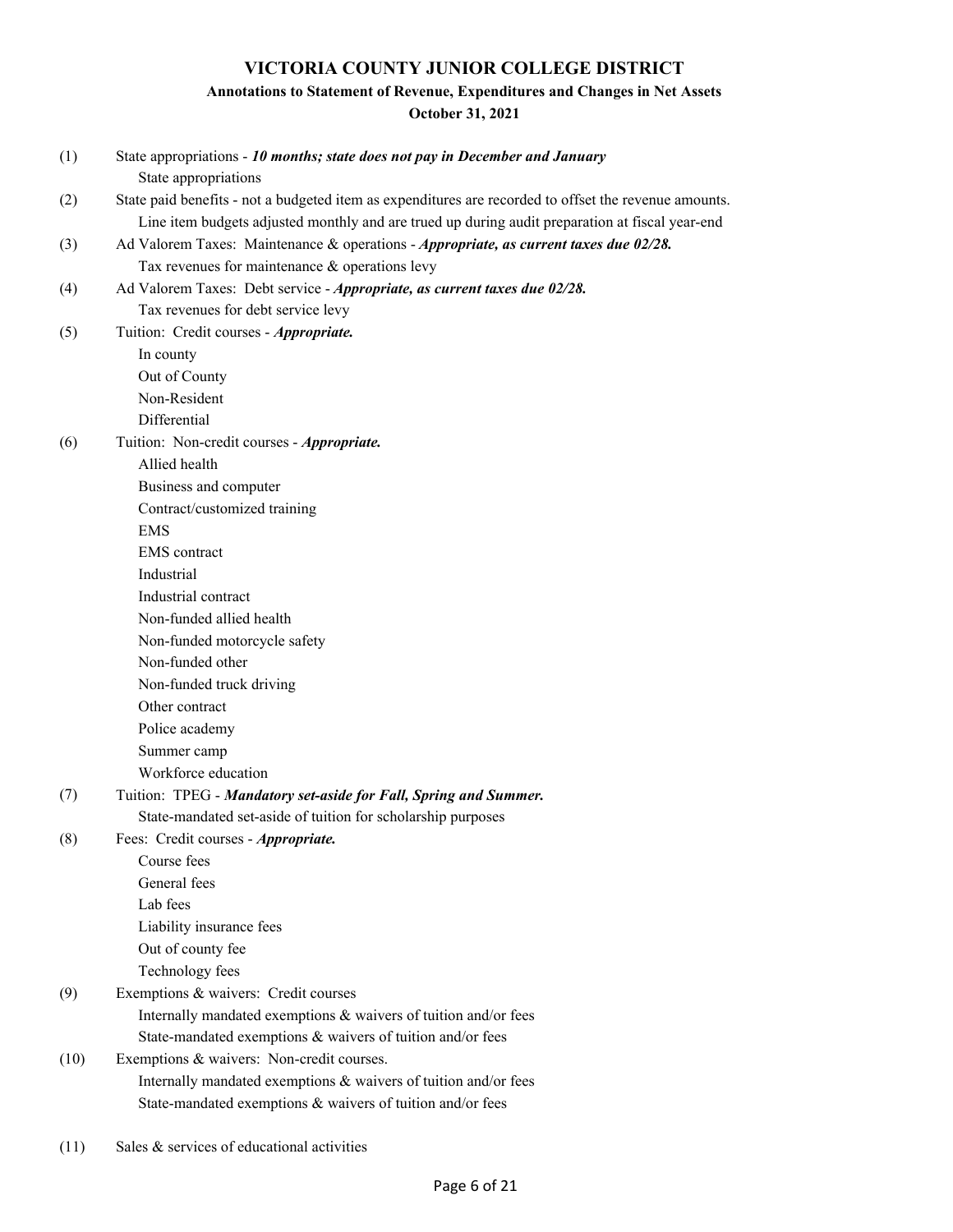# VICTORIA COUNTY JUNIOR COLLEGE DISTRICT

## Annotations to Statement of Revenue, Expenditures and Changes in Net Assets

### October 31, 2021

(1) State appropriations - ***10 months; state does not pay in December and January***
- State appropriations

(2) State paid benefits - not a budgeted item as expenditures are recorded to offset the revenue amounts.
- Line item budgets adjusted monthly and are trued up during audit preparation at fiscal year-end

(3) Ad Valorem Taxes: Maintenance & operations - ***Appropriate, as current taxes due 02/28.***
- Tax revenues for maintenance & operations levy

(4) Ad Valorem Taxes: Debt service - ***Appropriate, as current taxes due 02/28.***
- Tax revenues for debt service levy

(5) Tuition: Credit courses - ***Appropriate.***
- In county
- Out of County
- Non-Resident
- Differential

(6) Tuition: Non-credit courses - ***Appropriate.***
- Allied health
- Business and computer
- Contract/customized training
- EMS
- EMS contract
- Industrial
- Industrial contract
- Non-funded allied health
- Non-funded motorcycle safety
- Non-funded other
- Non-funded truck driving
- Other contract
- Police academy
- Summer camp
- Workforce education

(7) Tuition: TPEG - ***Mandatory set-aside for Fall, Spring and Summer.***
- State-mandated set-aside of tuition for scholarship purposes

(8) Fees: Credit courses - ***Appropriate.***
- Course fees
- General fees
- Lab fees
- Liability insurance fees
- Out of county fee
- Technology fees

(9) Exemptions & waivers: Credit courses
- Internally mandated exemptions & waivers of tuition and/or fees
- State-mandated exemptions & waivers of tuition and/or fees

(10) Exemptions & waivers: Non-credit courses.
- Internally mandated exemptions & waivers of tuition and/or fees
- State-mandated exemptions & waivers of tuition and/or fees

(11) Sales & services of educational activities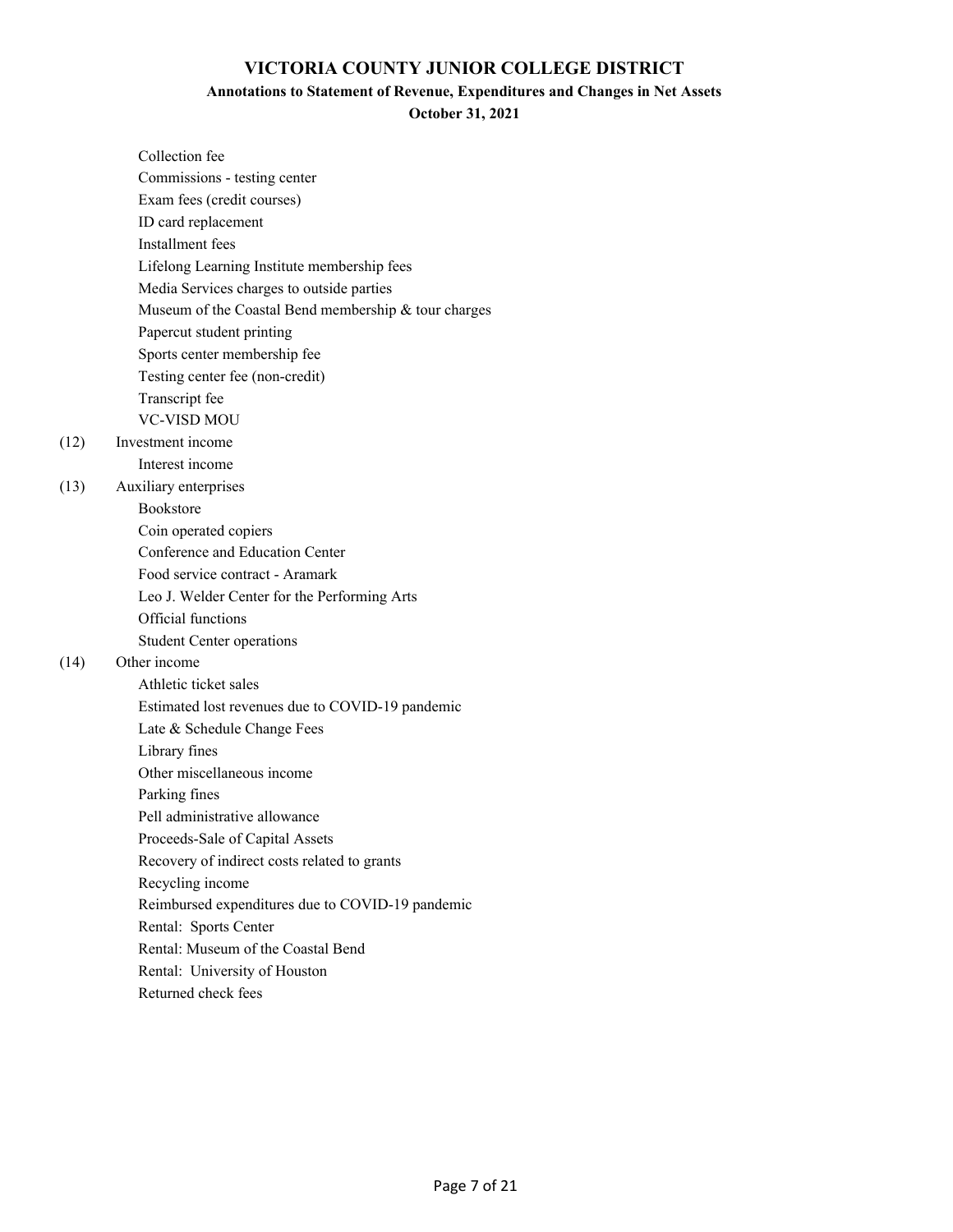# VICTORIA COUNTY JUNIOR COLLEGE DISTRICT

## Annotations to Statement of Revenue, Expenditures and Changes in Net Assets

### October 31, 2021

- Collection fee
- Commissions - testing center
- Exam fees (credit courses)
- ID card replacement
- Installment fees
- Lifelong Learning Institute membership fees
- Media Services charges to outside parties
- Museum of the Coastal Bend membership & tour charges
- Papercut student printing
- Sports center membership fee
- Testing center fee (non-credit)
- Transcript fee
- VC-VISD MOU

(12) Investment income

- Interest income

(13) Auxiliary enterprises

- Bookstore
- Coin operated copiers
- Conference and Education Center
- Food service contract - Aramark
- Leo J. Welder Center for the Performing Arts
- Official functions
- Student Center operations

(14) Other income

- Athletic ticket sales
- Estimated lost revenues due to COVID-19 pandemic
- Late & Schedule Change Fees
- Library fines
- Other miscellaneous income
- Parking fines
- Pell administrative allowance
- Proceeds-Sale of Capital Assets
- Recovery of indirect costs related to grants
- Recycling income
- Reimbursed expenditures due to COVID-19 pandemic
- Rental: Sports Center
- Rental: Museum of the Coastal Bend
- Rental: University of Houston
- Returned check fees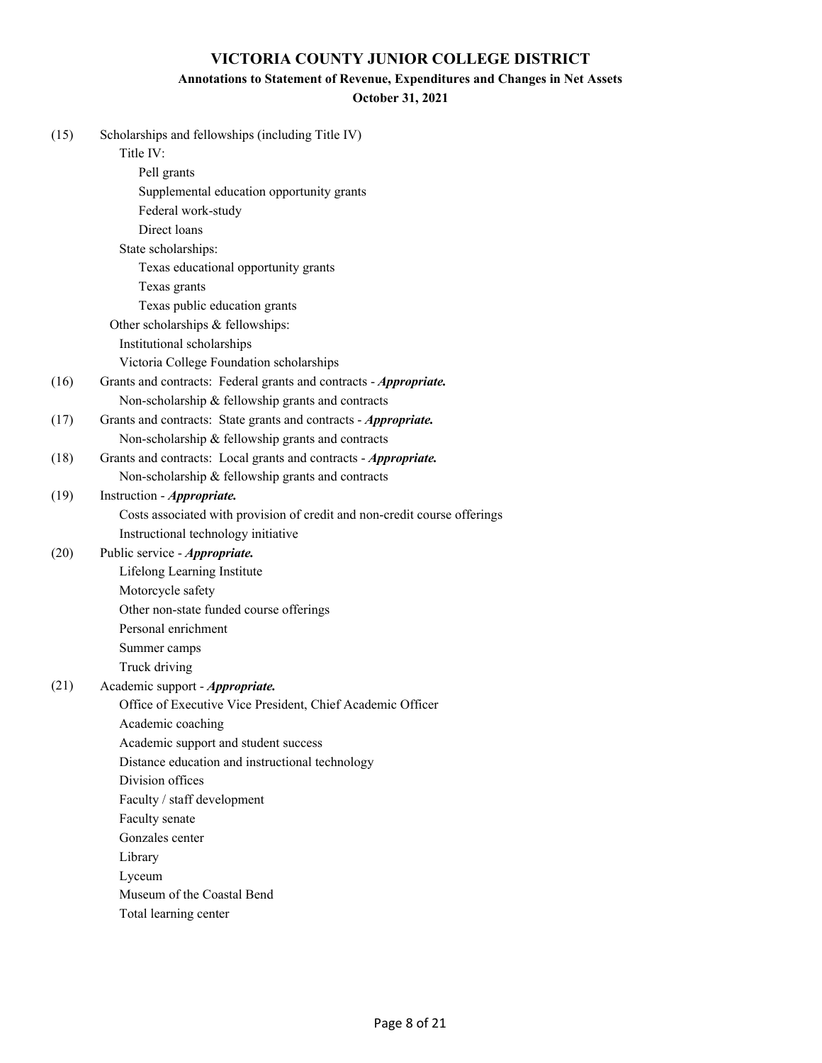# VICTORIA COUNTY JUNIOR COLLEGE DISTRICT

## Annotations to Statement of Revenue, Expenditures and Changes in Net Assets

### October 31, 2021

(15) Scholarships and fellowships (including Title IV)

- Title IV:
  - Pell grants
  - Supplemental education opportunity grants
  - Federal work-study
  - Direct loans
- State scholarships:
  - Texas educational opportunity grants
  - Texas grants
  - Texas public education grants
- Other scholarships & fellowships:
  - Institutional scholarships
  - Victoria College Foundation scholarships

(16) Grants and contracts: Federal grants and contracts - ***Appropriate.***

- Non-scholarship & fellowship grants and contracts

(17) Grants and contracts: State grants and contracts - ***Appropriate.***

- Non-scholarship & fellowship grants and contracts

(18) Grants and contracts: Local grants and contracts - ***Appropriate.***

- Non-scholarship & fellowship grants and contracts

(19) Instruction - ***Appropriate.***

- Costs associated with provision of credit and non-credit course offerings
- Instructional technology initiative

(20) Public service - ***Appropriate.***

- Lifelong Learning Institute
- Motorcycle safety
- Other non-state funded course offerings
- Personal enrichment
- Summer camps
- Truck driving

(21) Academic support - ***Appropriate.***

- Office of Executive Vice President, Chief Academic Officer
- Academic coaching
- Academic support and student success
- Distance education and instructional technology
- Division offices
- Faculty / staff development
- Faculty senate
- Gonzales center
- Library
- Lyceum
- Museum of the Coastal Bend
- Total learning center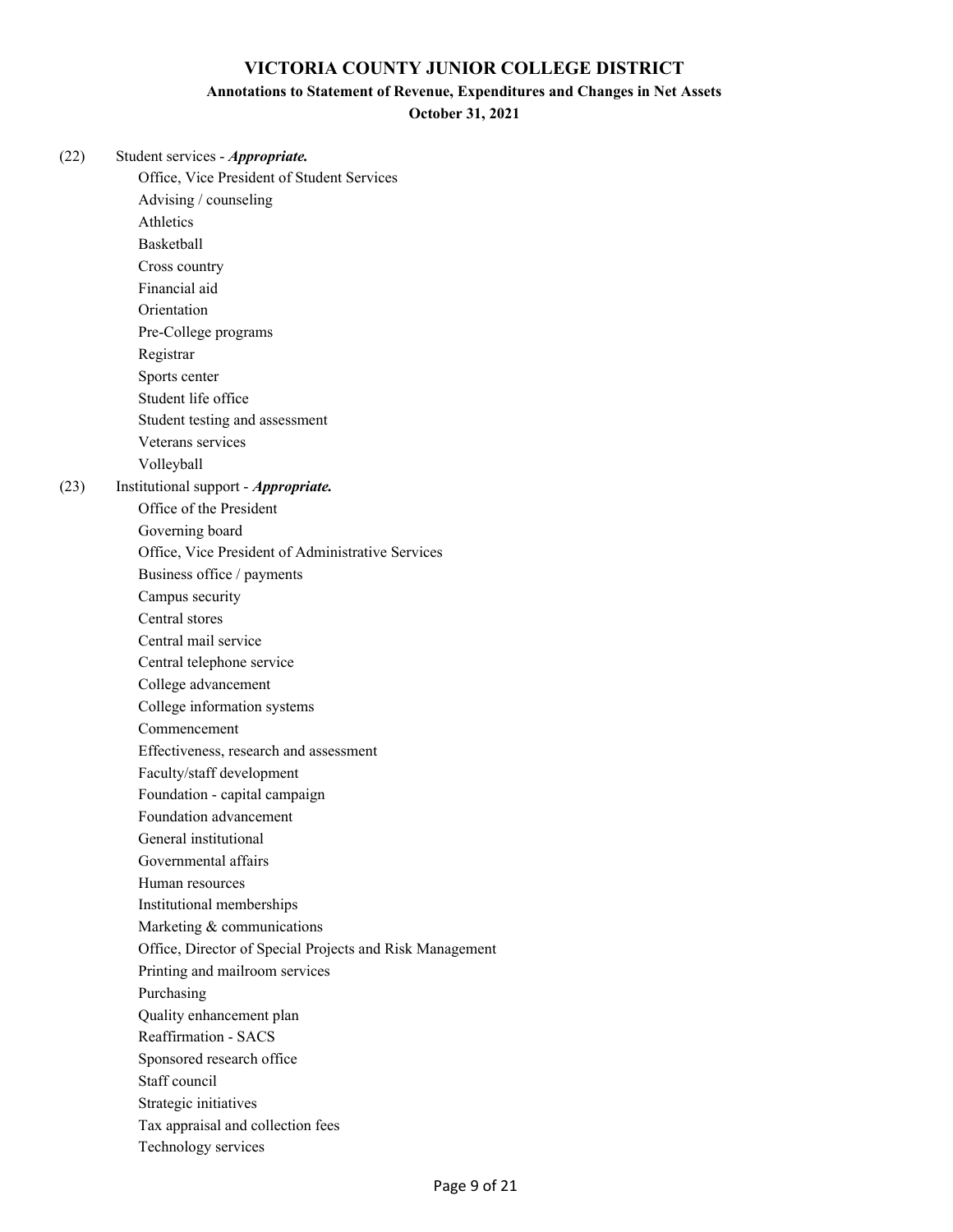# VICTORIA COUNTY JUNIOR COLLEGE DISTRICT

## Annotations to Statement of Revenue, Expenditures and Changes in Net Assets

### October 31, 2021

(22) Student services - ***Appropriate.***

- Office, Vice President of Student Services
- Advising / counseling
- Athletics
- Basketball
- Cross country
- Financial aid
- Orientation
- Pre-College programs
- Registrar
- Sports center
- Student life office
- Student testing and assessment
- Veterans services
- Volleyball

(23) Institutional support - ***Appropriate.***

- Office of the President
- Governing board
- Office, Vice President of Administrative Services
- Business office / payments
- Campus security
- Central stores
- Central mail service
- Central telephone service
- College advancement
- College information systems
- Commencement
- Effectiveness, research and assessment
- Faculty/staff development
- Foundation - capital campaign
- Foundation advancement
- General institutional
- Governmental affairs
- Human resources
- Institutional memberships
- Marketing & communications
- Office, Director of Special Projects and Risk Management
- Printing and mailroom services
- Purchasing
- Quality enhancement plan
- Reaffirmation - SACS
- Sponsored research office
- Staff council
- Strategic initiatives
- Tax appraisal and collection fees
- Technology services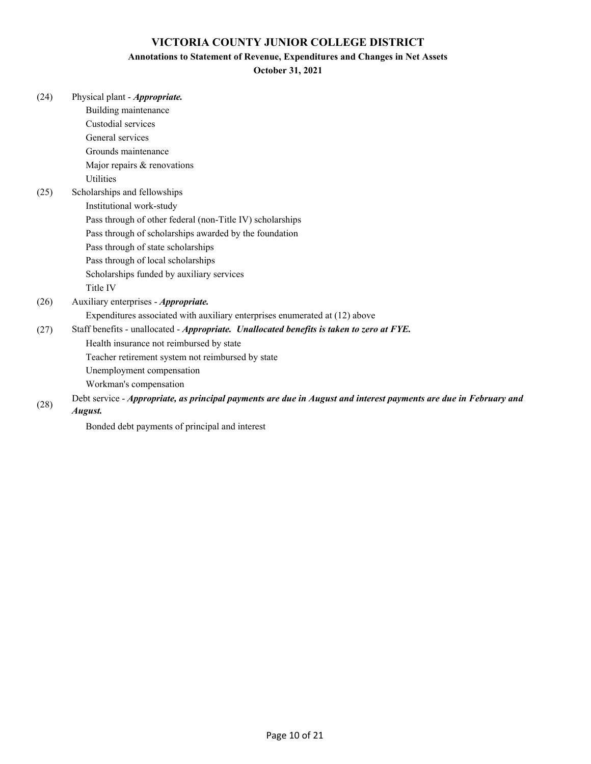# VICTORIA COUNTY JUNIOR COLLEGE DISTRICT

## Annotations to Statement of Revenue, Expenditures and Changes in Net Assets

### October 31, 2021

(24) Physical plant - ***Appropriate.***

- Building maintenance
- Custodial services
- General services
- Grounds maintenance
- Major repairs & renovations
- Utilities

(25) Scholarships and fellowships

- Institutional work-study
- Pass through of other federal (non-Title IV) scholarships
- Pass through of scholarships awarded by the foundation
- Pass through of state scholarships
- Pass through of local scholarships
- Scholarships funded by auxiliary services
- Title IV

(26) Auxiliary enterprises - ***Appropriate.***

- Expenditures associated with auxiliary enterprises enumerated at (12) above

(27) Staff benefits - unallocated - ***Appropriate. Unallocated benefits is taken to zero at FYE.***

- Health insurance not reimbursed by state
- Teacher retirement system not reimbursed by state
- Unemployment compensation
- Workman's compensation

(28) Debt service - ***Appropriate, as principal payments are due in August and interest payments are due in February and August.***

- Bonded debt payments of principal and interest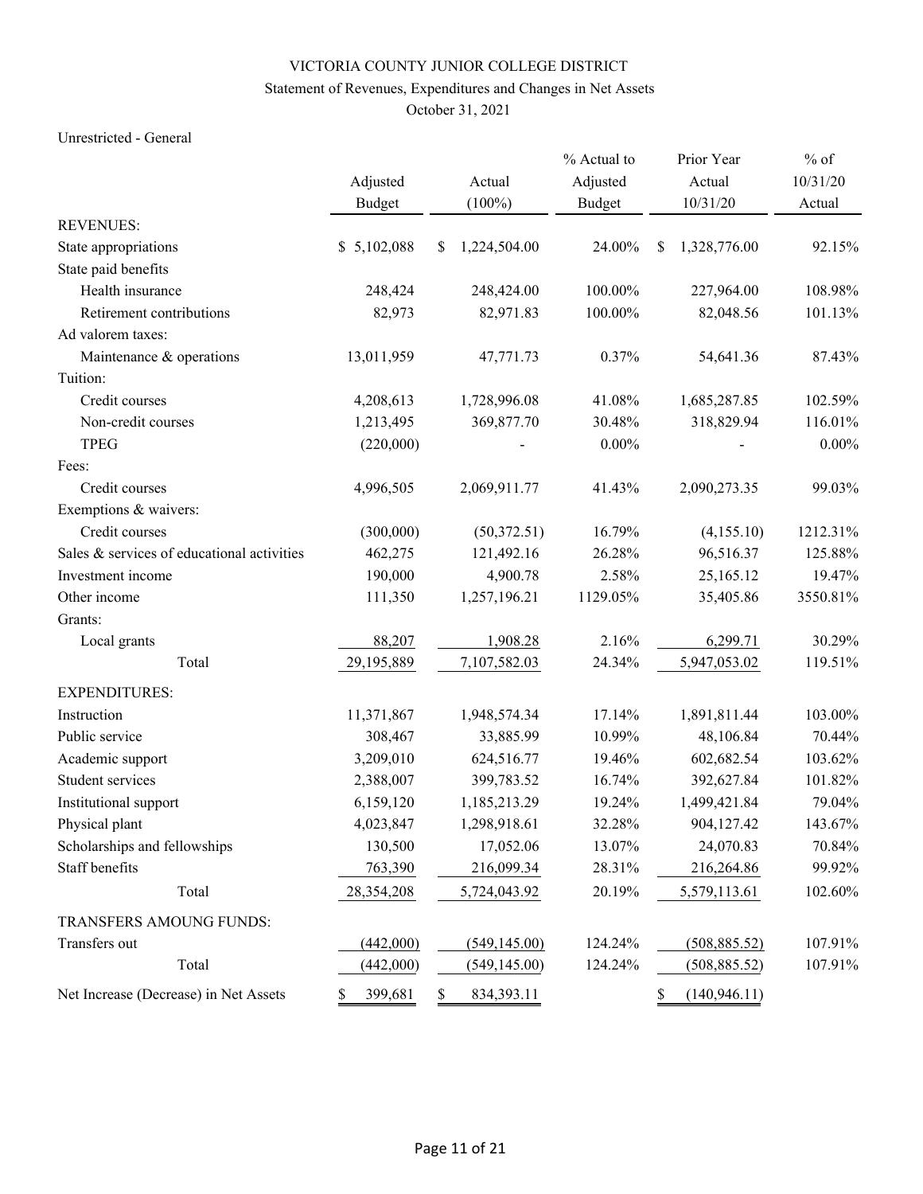VICTORIA COUNTY JUNIOR COLLEGE DISTRICT

Statement of Revenues, Expenditures and Changes in Net Assets

October 31, 2021

Unrestricted - General

| | Adjusted Budget | Actual (100%) | % Actual to Adjusted Budget | Prior Year Actual 10/31/20 | % of 10/31/20 Actual |
|---|---|---|---|---|---|
| REVENUES: | | | | | |
| State appropriations | $ 5,102,088 | $ 1,224,504.00 | 24.00% | $ 1,328,776.00 | 92.15% |
| State paid benefits | | | | | |
| Health insurance | 248,424 | 248,424.00 | 100.00% | 227,964.00 | 108.98% |
| Retirement contributions | 82,973 | 82,971.83 | 100.00% | 82,048.56 | 101.13% |
| Ad valorem taxes: | | | | | |
| Maintenance & operations | 13,011,959 | 47,771.73 | 0.37% | 54,641.36 | 87.43% |
| Tuition: | | | | | |
| Credit courses | 4,208,613 | 1,728,996.08 | 41.08% | 1,685,287.85 | 102.59% |
| Non-credit courses | 1,213,495 | 369,877.70 | 30.48% | 318,829.94 | 116.01% |
| TPEG | (220,000) | - | 0.00% | - | 0.00% |
| Fees: | | | | | |
| Credit courses | 4,996,505 | 2,069,911.77 | 41.43% | 2,090,273.35 | 99.03% |
| Exemptions & waivers: | | | | | |
| Credit courses | (300,000) | (50,372.51) | 16.79% | (4,155.10) | 1212.31% |
| Sales & services of educational activities | 462,275 | 121,492.16 | 26.28% | 96,516.37 | 125.88% |
| Investment income | 190,000 | 4,900.78 | 2.58% | 25,165.12 | 19.47% |
| Other income | 111,350 | 1,257,196.21 | 1129.05% | 35,405.86 | 3550.81% |
| Grants: | | | | | |
| Local grants | 88,207 | 1,908.28 | 2.16% | 6,299.71 | 30.29% |
| Total | 29,195,889 | 7,107,582.03 | 24.34% | 5,947,053.02 | 119.51% |
| EXPENDITURES: | | | | | |
| Instruction | 11,371,867 | 1,948,574.34 | 17.14% | 1,891,811.44 | 103.00% |
| Public service | 308,467 | 33,885.99 | 10.99% | 48,106.84 | 70.44% |
| Academic support | 3,209,010 | 624,516.77 | 19.46% | 602,682.54 | 103.62% |
| Student services | 2,388,007 | 399,783.52 | 16.74% | 392,627.84 | 101.82% |
| Institutional support | 6,159,120 | 1,185,213.29 | 19.24% | 1,499,421.84 | 79.04% |
| Physical plant | 4,023,847 | 1,298,918.61 | 32.28% | 904,127.42 | 143.67% |
| Scholarships and fellowships | 130,500 | 17,052.06 | 13.07% | 24,070.83 | 70.84% |
| Staff benefits | 763,390 | 216,099.34 | 28.31% | 216,264.86 | 99.92% |
| Total | 28,354,208 | 5,724,043.92 | 20.19% | 5,579,113.61 | 102.60% |
| TRANSFERS AMOUNG FUNDS: | | | | | |
| Transfers out | (442,000) | (549,145.00) | 124.24% | (508,885.52) | 107.91% |
| Total | (442,000) | (549,145.00) | 124.24% | (508,885.52) | 107.91% |
| Net Increase (Decrease) in Net Assets | $ 399,681 | $ 834,393.11 | | $ (140,946.11) | |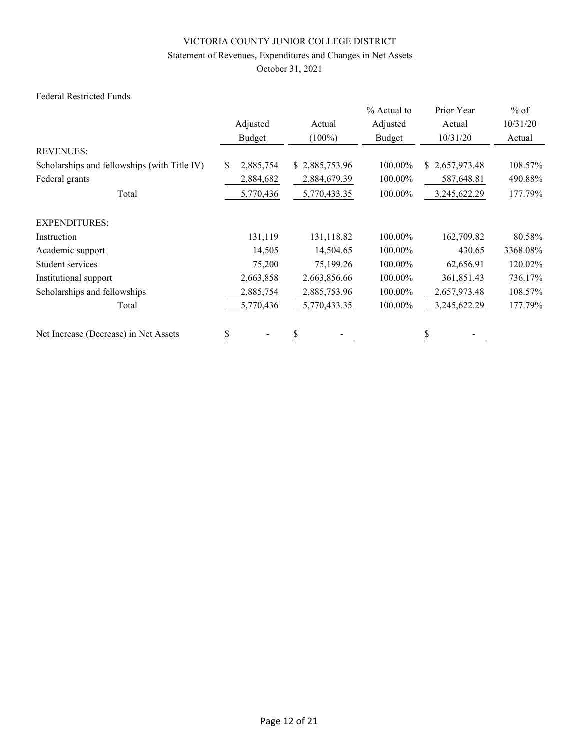VICTORIA COUNTY JUNIOR COLLEGE DISTRICT

Statement of Revenues, Expenditures and Changes in Net Assets

October 31, 2021

Federal Restricted Funds

| | Adjusted Budget | Actual (100%) | % Actual to Adjusted Budget | Prior Year Actual 10/31/20 | % of 10/31/20 Actual |
|---|---|---|---|---|---|
| REVENUES: | | | | | |
| Scholarships and fellowships (with Title IV) | $ 2,885,754 | $ 2,885,753.96 | 100.00% | $ 2,657,973.48 | 108.57% |
| Federal grants | 2,884,682 | 2,884,679.39 | 100.00% | 587,648.81 | 490.88% |
| Total | 5,770,436 | 5,770,433.35 | 100.00% | 3,245,622.29 | 177.79% |
| EXPENDITURES: | | | | | |
| Instruction | 131,119 | 131,118.82 | 100.00% | 162,709.82 | 80.58% |
| Academic support | 14,505 | 14,504.65 | 100.00% | 430.65 | 3368.08% |
| Student services | 75,200 | 75,199.26 | 100.00% | 62,656.91 | 120.02% |
| Institutional support | 2,663,858 | 2,663,856.66 | 100.00% | 361,851.43 | 736.17% |
| Scholarships and fellowships | 2,885,754 | 2,885,753.96 | 100.00% | 2,657,973.48 | 108.57% |
| Total | 5,770,436 | 5,770,433.35 | 100.00% | 3,245,622.29 | 177.79% |
| Net Increase (Decrease) in Net Assets | $ - | $ - | | $ - | |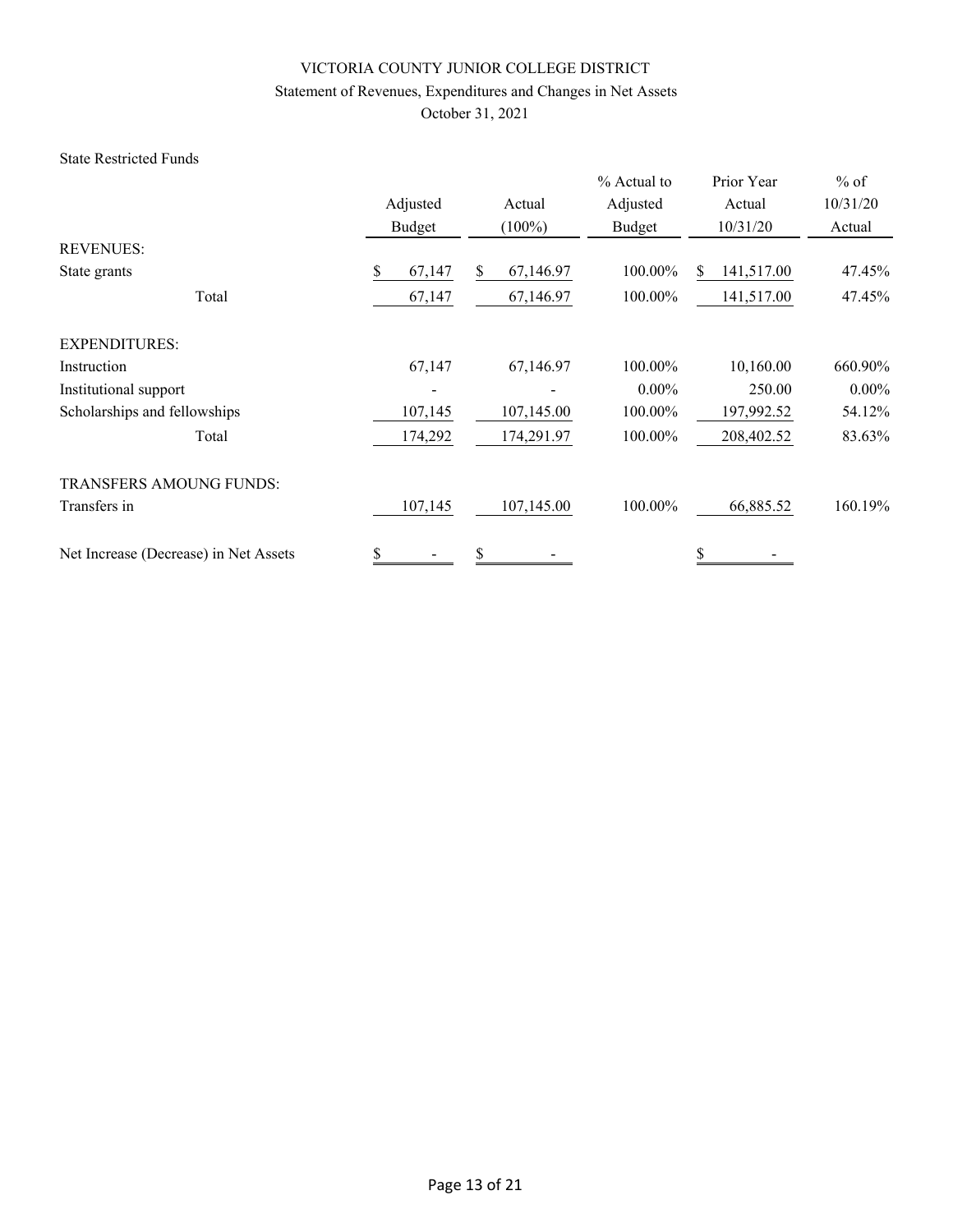VICTORIA COUNTY JUNIOR COLLEGE DISTRICT

Statement of Revenues, Expenditures and Changes in Net Assets

October 31, 2021

State Restricted Funds

| | Adjusted Budget | Actual (100%) | % Actual to Adjusted Budget | Prior Year Actual 10/31/20 | % of 10/31/20 Actual |
|---|---|---|---|---|---|
| REVENUES: | | | | | |
| State grants | $ 67,147 | $ 67,146.97 | 100.00% | $ 141,517.00 | 47.45% |
| Total | 67,147 | 67,146.97 | 100.00% | 141,517.00 | 47.45% |
| EXPENDITURES: | | | | | |
| Instruction | 67,147 | 67,146.97 | 100.00% | 10,160.00 | 660.90% |
| Institutional support | - | - | 0.00% | 250.00 | 0.00% |
| Scholarships and fellowships | 107,145 | 107,145.00 | 100.00% | 197,992.52 | 54.12% |
| Total | 174,292 | 174,291.97 | 100.00% | 208,402.52 | 83.63% |
| TRANSFERS AMOUNG FUNDS: | | | | | |
| Transfers in | 107,145 | 107,145.00 | 100.00% | 66,885.52 | 160.19% |
| Net Increase (Decrease) in Net Assets | $ - | $ - | | $ - | |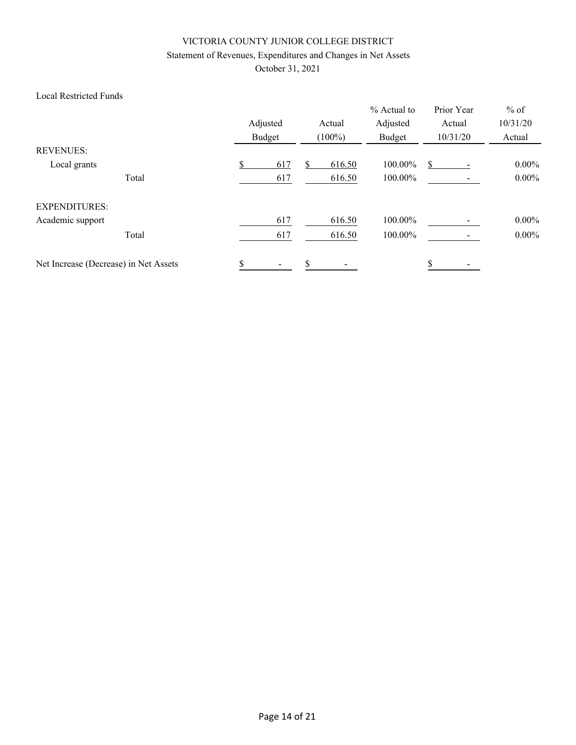VICTORIA COUNTY JUNIOR COLLEGE DISTRICT

Statement of Revenues, Expenditures and Changes in Net Assets

October 31, 2021

Local Restricted Funds

| | Adjusted Budget | Actual (100%) | % Actual to Adjusted Budget | Prior Year Actual 10/31/20 | % of 10/31/20 Actual |
|---|---|---|---|---|---|
| REVENUES: | | | | | |
| Local grants | $ 617 | $ 616.50 | 100.00% | $ - | 0.00% |
| Total | 617 | 616.50 | 100.00% | - | 0.00% |
| EXPENDITURES: | | | | | |
| Academic support | 617 | 616.50 | 100.00% | - | 0.00% |
| Total | 617 | 616.50 | 100.00% | - | 0.00% |
| Net Increase (Decrease) in Net Assets | $ - | $ - | | $ - | |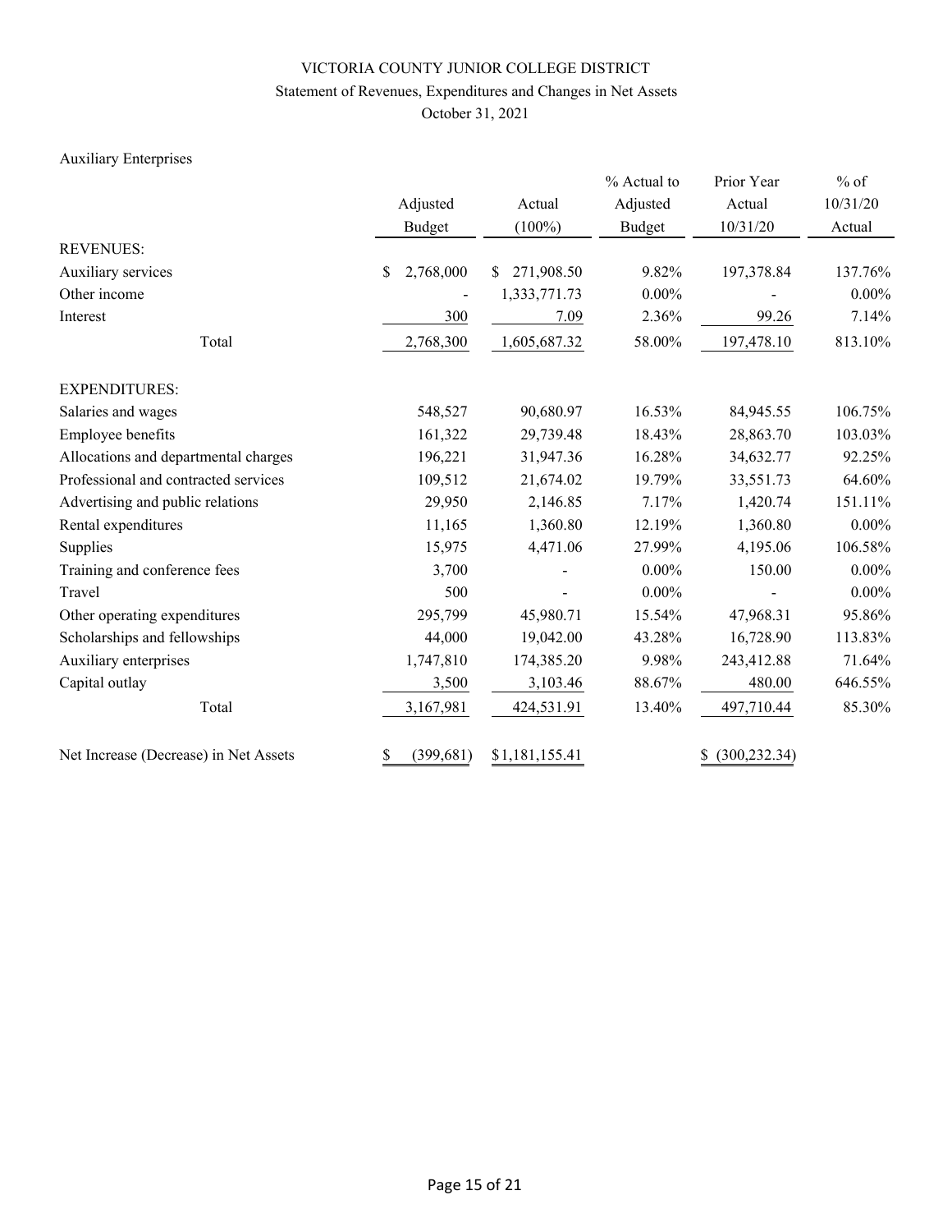VICTORIA COUNTY JUNIOR COLLEGE DISTRICT

Statement of Revenues, Expenditures and Changes in Net Assets

October 31, 2021

Auxiliary Enterprises

| | Adjusted Budget | Actual (100%) | % Actual to Adjusted Budget | Prior Year Actual 10/31/20 | % of 10/31/20 Actual |
|---|---|---|---|---|---|
| REVENUES: | | | | | |
| Auxiliary services | $ 2,768,000 | $ 271,908.50 | 9.82% | 197,378.84 | 137.76% |
| Other income | - | 1,333,771.73 | 0.00% | - | 0.00% |
| Interest | 300 | 7.09 | 2.36% | 99.26 | 7.14% |
| Total | 2,768,300 | 1,605,687.32 | 58.00% | 197,478.10 | 813.10% |
| EXPENDITURES: | | | | | |
| Salaries and wages | 548,527 | 90,680.97 | 16.53% | 84,945.55 | 106.75% |
| Employee benefits | 161,322 | 29,739.48 | 18.43% | 28,863.70 | 103.03% |
| Allocations and departmental charges | 196,221 | 31,947.36 | 16.28% | 34,632.77 | 92.25% |
| Professional and contracted services | 109,512 | 21,674.02 | 19.79% | 33,551.73 | 64.60% |
| Advertising and public relations | 29,950 | 2,146.85 | 7.17% | 1,420.74 | 151.11% |
| Rental expenditures | 11,165 | 1,360.80 | 12.19% | 1,360.80 | 0.00% |
| Supplies | 15,975 | 4,471.06 | 27.99% | 4,195.06 | 106.58% |
| Training and conference fees | 3,700 | - | 0.00% | 150.00 | 0.00% |
| Travel | 500 | - | 0.00% | - | 0.00% |
| Other operating expenditures | 295,799 | 45,980.71 | 15.54% | 47,968.31 | 95.86% |
| Scholarships and fellowships | 44,000 | 19,042.00 | 43.28% | 16,728.90 | 113.83% |
| Auxiliary enterprises | 1,747,810 | 174,385.20 | 9.98% | 243,412.88 | 71.64% |
| Capital outlay | 3,500 | 3,103.46 | 88.67% | 480.00 | 646.55% |
| Total | 3,167,981 | 424,531.91 | 13.40% | 497,710.44 | 85.30% |
| Net Increase (Decrease) in Net Assets | $ (399,681) | $1,181,155.41 | | $ (300,232.34) | |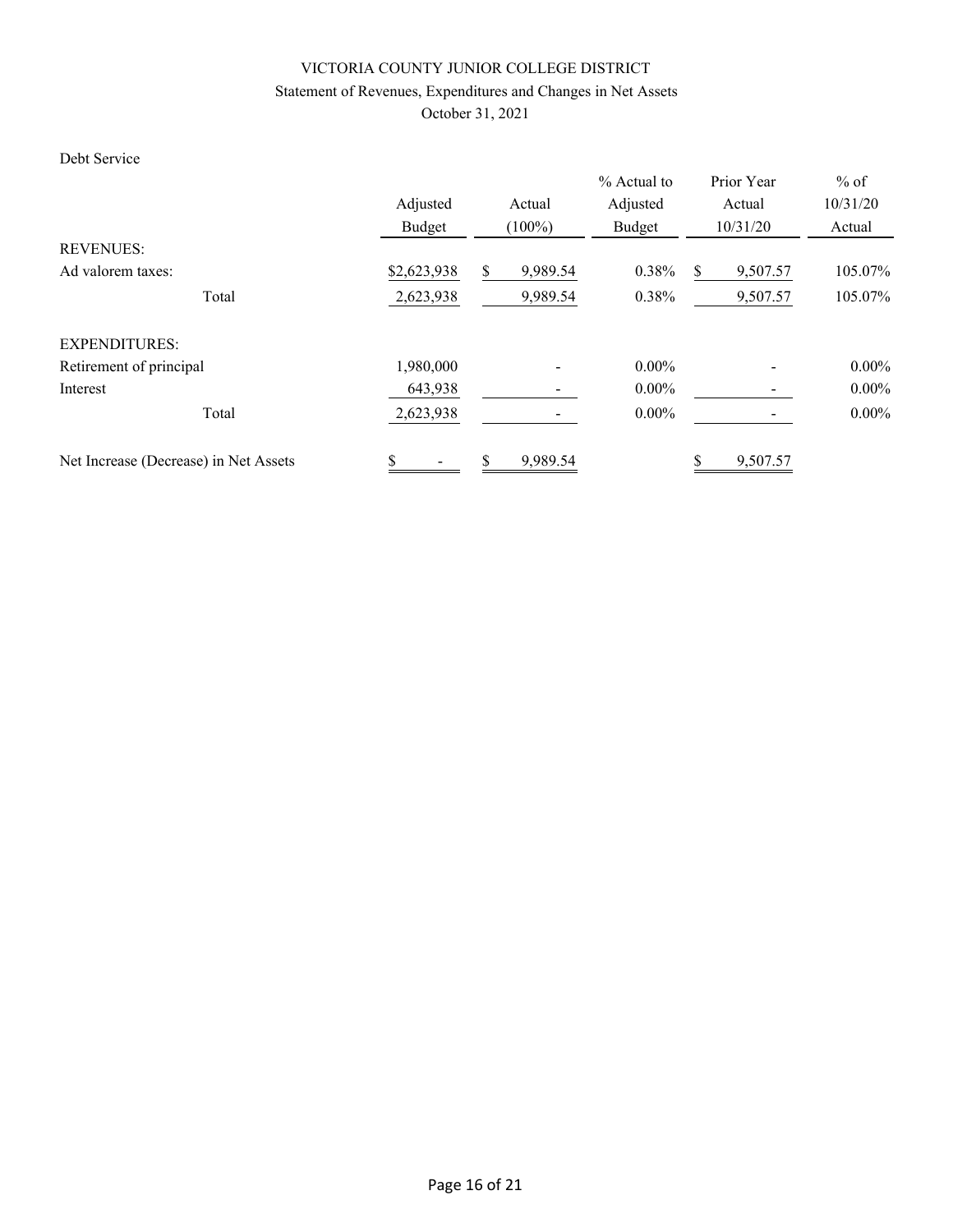# VICTORIA COUNTY JUNIOR COLLEGE DISTRICT

Statement of Revenues, Expenditures and Changes in Net Assets

October 31, 2021

Debt Service

| | Adjusted Budget | Actual (100%) | % Actual to Adjusted Budget | Prior Year Actual 10/31/20 | % of 10/31/20 Actual |
|---|---|---|---|---|---|
| REVENUES: | | | | | |
| Ad valorem taxes: | $2,623,938 | $ 9,989.54 | 0.38% | $ 9,507.57 | 105.07% |
| Total | 2,623,938 | 9,989.54 | 0.38% | 9,507.57 | 105.07% |
| EXPENDITURES: | | | | | |
| Retirement of principal | 1,980,000 | - | 0.00% | - | 0.00% |
| Interest | 643,938 | - | 0.00% | - | 0.00% |
| Total | 2,623,938 | - | 0.00% | - | 0.00% |
| Net Increase (Decrease) in Net Assets | $ - | $ 9,989.54 | | $ 9,507.57 | |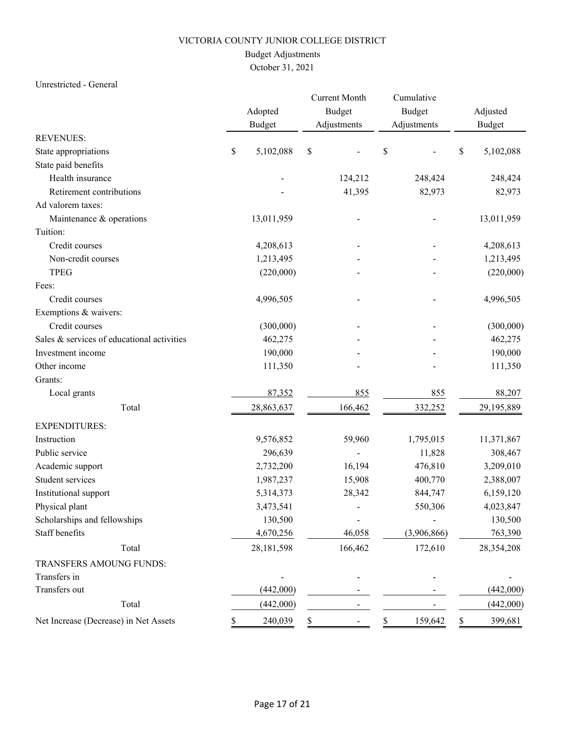# VICTORIA COUNTY JUNIOR COLLEGE DISTRICT

## Budget Adjustments

### October 31, 2021

Unrestricted - General

| | Adopted Budget | Current Month Budget Adjustments | Cumulative Budget Adjustments | Adjusted Budget |
|---|---|---|---|---|
| REVENUES: | | | | |
| State appropriations | $ 5,102,088 | $ - | $ - | $ 5,102,088 |
| State paid benefits | | | | |
| Health insurance | - | 124,212 | 248,424 | 248,424 |
| Retirement contributions | - | 41,395 | 82,973 | 82,973 |
| Ad valorem taxes: | | | | |
| Maintenance & operations | 13,011,959 | - | - | 13,011,959 |
| Tuition: | | | | |
| Credit courses | 4,208,613 | - | - | 4,208,613 |
| Non-credit courses | 1,213,495 | - | - | 1,213,495 |
| TPEG | (220,000) | - | - | (220,000) |
| Fees: | | | | |
| Credit courses | 4,996,505 | - | - | 4,996,505 |
| Exemptions & waivers: | | | | |
| Credit courses | (300,000) | - | - | (300,000) |
| Sales & services of educational activities | 462,275 | - | - | 462,275 |
| Investment income | 190,000 | - | - | 190,000 |
| Other income | 111,350 | - | - | 111,350 |
| Grants: | | | | |
| Local grants | 87,352 | 855 | 855 | 88,207 |
| Total | 28,863,637 | 166,462 | 332,252 | 29,195,889 |
| EXPENDITURES: | | | | |
| Instruction | 9,576,852 | 59,960 | 1,795,015 | 11,371,867 |
| Public service | 296,639 | - | 11,828 | 308,467 |
| Academic support | 2,732,200 | 16,194 | 476,810 | 3,209,010 |
| Student services | 1,987,237 | 15,908 | 400,770 | 2,388,007 |
| Institutional support | 5,314,373 | 28,342 | 844,747 | 6,159,120 |
| Physical plant | 3,473,541 | - | 550,306 | 4,023,847 |
| Scholarships and fellowships | 130,500 | - | - | 130,500 |
| Staff benefits | 4,670,256 | 46,058 | (3,906,866) | 763,390 |
| Total | 28,181,598 | 166,462 | 172,610 | 28,354,208 |
| TRANSFERS AMOUNG FUNDS: | | | | |
| Transfers in | - | - | - | - |
| Transfers out | (442,000) | - | - | (442,000) |
| Total | (442,000) | - | - | (442,000) |
| Net Increase (Decrease) in Net Assets | $ 240,039 | $ - | $ 159,642 | $ 399,681 |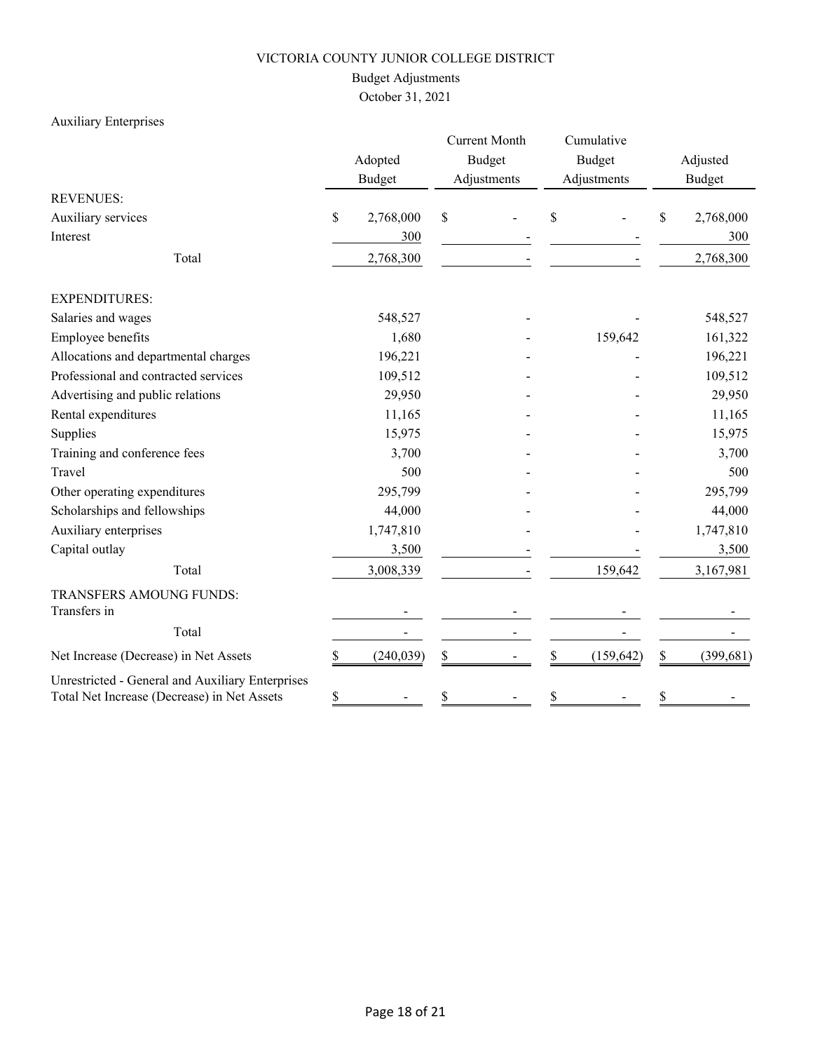VICTORIA COUNTY JUNIOR COLLEGE DISTRICT

Budget Adjustments

October 31, 2021

Auxiliary Enterprises

| | Adopted Budget | Current Month Budget Adjustments | Cumulative Budget Adjustments | Adjusted Budget |
|---|---|---|---|---|
| REVENUES: | | | | |
| Auxiliary services | $ 2,768,000 | $ - | $ - | $ 2,768,000 |
| Interest | 300 | - | - | 300 |
| Total | 2,768,300 | - | - | 2,768,300 |
| EXPENDITURES: | | | | |
| Salaries and wages | 548,527 | - | - | 548,527 |
| Employee benefits | 1,680 | - | 159,642 | 161,322 |
| Allocations and departmental charges | 196,221 | - | - | 196,221 |
| Professional and contracted services | 109,512 | - | - | 109,512 |
| Advertising and public relations | 29,950 | - | - | 29,950 |
| Rental expenditures | 11,165 | - | - | 11,165 |
| Supplies | 15,975 | - | - | 15,975 |
| Training and conference fees | 3,700 | - | - | 3,700 |
| Travel | 500 | - | - | 500 |
| Other operating expenditures | 295,799 | - | - | 295,799 |
| Scholarships and fellowships | 44,000 | - | - | 44,000 |
| Auxiliary enterprises | 1,747,810 | - | - | 1,747,810 |
| Capital outlay | 3,500 | - | - | 3,500 |
| Total | 3,008,339 | - | 159,642 | 3,167,981 |
| TRANSFERS AMOUNG FUNDS: | | | | |
| Transfers in | - | - | - | - |
| Total | - | - | - | - |
| Net Increase (Decrease) in Net Assets | $ (240,039) | $ - | $ (159,642) | $ (399,681) |
| Unrestricted - General and Auxiliary Enterprises Total Net Increase (Decrease) in Net Assets | $ - | $ - | $ - | $ - |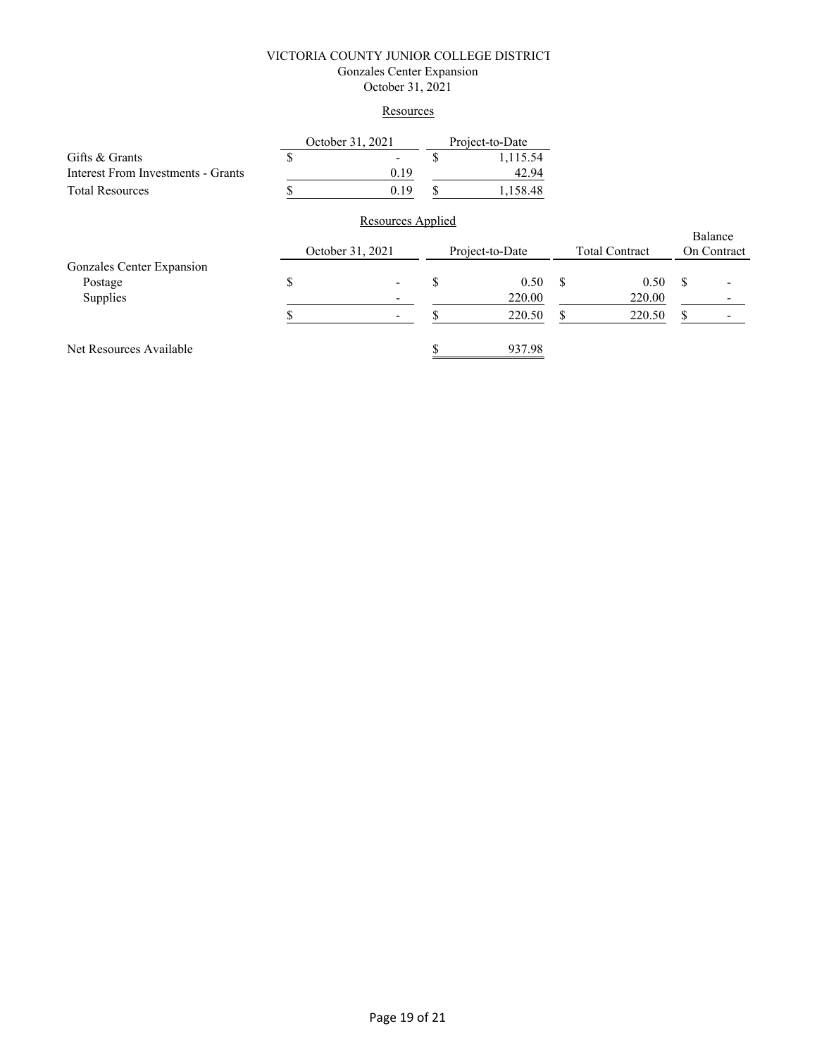# VICTORIA COUNTY JUNIOR COLLEGE DISTRICT
## Gonzales Center Expansion
### October 31, 2021

**Resources**

| | October 31, 2021 | Project-to-Date |
|---|---|---|
| Gifts & Grants | $ - | $ 1,115.54 |
| Interest From Investments - Grants | 0.19 | 42.94 |
| Total Resources | $ 0.19 | $ 1,158.48 |

**Resources Applied**

| | October 31, 2021 | Project-to-Date | Total Contract | Balance On Contract |
|---|---|---|---|---|
| Gonzales Center Expansion | | | | |
| Postage | $ - | $ 0.50 | $ 0.50 | $ - |
| Supplies | - | 220.00 | 220.00 | - |
| | $ - | $ 220.50 | $ 220.50 | $ - |
| | | | | |
| Net Resources Available | | $ 937.98 | | |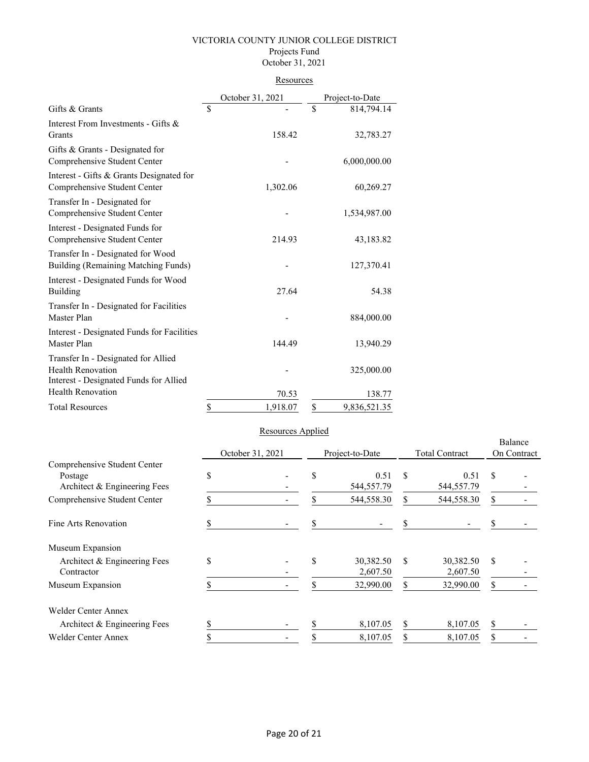VICTORIA COUNTY JUNIOR COLLEGE DISTRICT

Projects Fund

October 31, 2021

Resources

| | October 31, 2021 | Project-to-Date |
|---|---|---|
| Gifts & Grants | $ - | $ 814,794.14 |
| Interest From Investments - Gifts & Grants | 158.42 | 32,783.27 |
| Gifts & Grants - Designated for Comprehensive Student Center | - | 6,000,000.00 |
| Interest - Gifts & Grants Designated for Comprehensive Student Center | 1,302.06 | 60,269.27 |
| Transfer In - Designated for Comprehensive Student Center | - | 1,534,987.00 |
| Interest - Designated Funds for Comprehensive Student Center | 214.93 | 43,183.82 |
| Transfer In - Designated for Wood Building (Remaining Matching Funds) | - | 127,370.41 |
| Interest - Designated Funds for Wood Building | 27.64 | 54.38 |
| Transfer In - Designated for Facilities Master Plan | - | 884,000.00 |
| Interest - Designated Funds for Facilities Master Plan | 144.49 | 13,940.29 |
| Transfer In - Designated for Allied Health Renovation | - | 325,000.00 |
| Interest - Designated Funds for Allied Health Renovation | 70.53 | 138.77 |
| Total Resources | $ 1,918.07 | $ 9,836,521.35 |

Resources Applied

| | October 31, 2021 | Project-to-Date | Total Contract | Balance On Contract |
|---|---|---|---|---|
| Comprehensive Student Center | | | | |
| Postage | $ - | $ 0.51 | $ 0.51 | $ - |
| Architect & Engineering Fees | - | 544,557.79 | 544,557.79 | - |
| Comprehensive Student Center | $ - | $ 544,558.30 | $ 544,558.30 | $ - |
| Fine Arts Renovation | $ - | $ - | $ - | $ - |
| Museum Expansion | | | | |
| Architect & Engineering Fees | $ - | $ 30,382.50 | $ 30,382.50 | $ - |
| Contractor | - | 2,607.50 | 2,607.50 | - |
| Museum Expansion | $ - | $ 32,990.00 | $ 32,990.00 | $ - |
| Welder Center Annex | | | | |
| Architect & Engineering Fees | $ - | $ 8,107.05 | $ 8,107.05 | $ - |
| Welder Center Annex | $ - | $ 8,107.05 | $ 8,107.05 | $ - |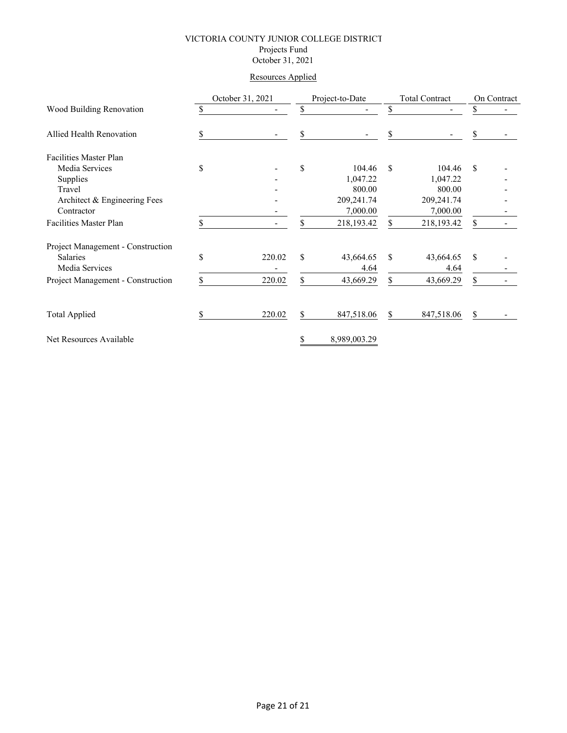# VICTORIA COUNTY JUNIOR COLLEGE DISTRICT
## Projects Fund
## October 31, 2021

### Resources Applied

| | October 31, 2021 | Project-to-Date | Total Contract | On Contract |
|---|---|---|---|---|
| Wood Building Renovation | $ - | $ - | $ - | $ - |
| Allied Health Renovation | $ - | $ - | $ - | $ - |
| Facilities Master Plan | | | | |
| Media Services | $ - | $ 104.46 | $ 104.46 | $ - |
| Supplies | - | 1,047.22 | 1,047.22 | - |
| Travel | - | 800.00 | 800.00 | - |
| Architect & Engineering Fees | - | 209,241.74 | 209,241.74 | - |
| Contractor | - | 7,000.00 | 7,000.00 | - |
| Facilities Master Plan | $ - | $ 218,193.42 | $ 218,193.42 | $ - |
| Project Management - Construction | | | | |
| Salaries | $ 220.02 | $ 43,664.65 | $ 43,664.65 | $ - |
| Media Services | - | 4.64 | 4.64 | - |
| Project Management - Construction | $ 220.02 | $ 43,669.29 | $ 43,669.29 | $ - |
| Total Applied | $ 220.02 | $ 847,518.06 | $ 847,518.06 | $ - |
| Net Resources Available | | $ 8,989,003.29 | | |